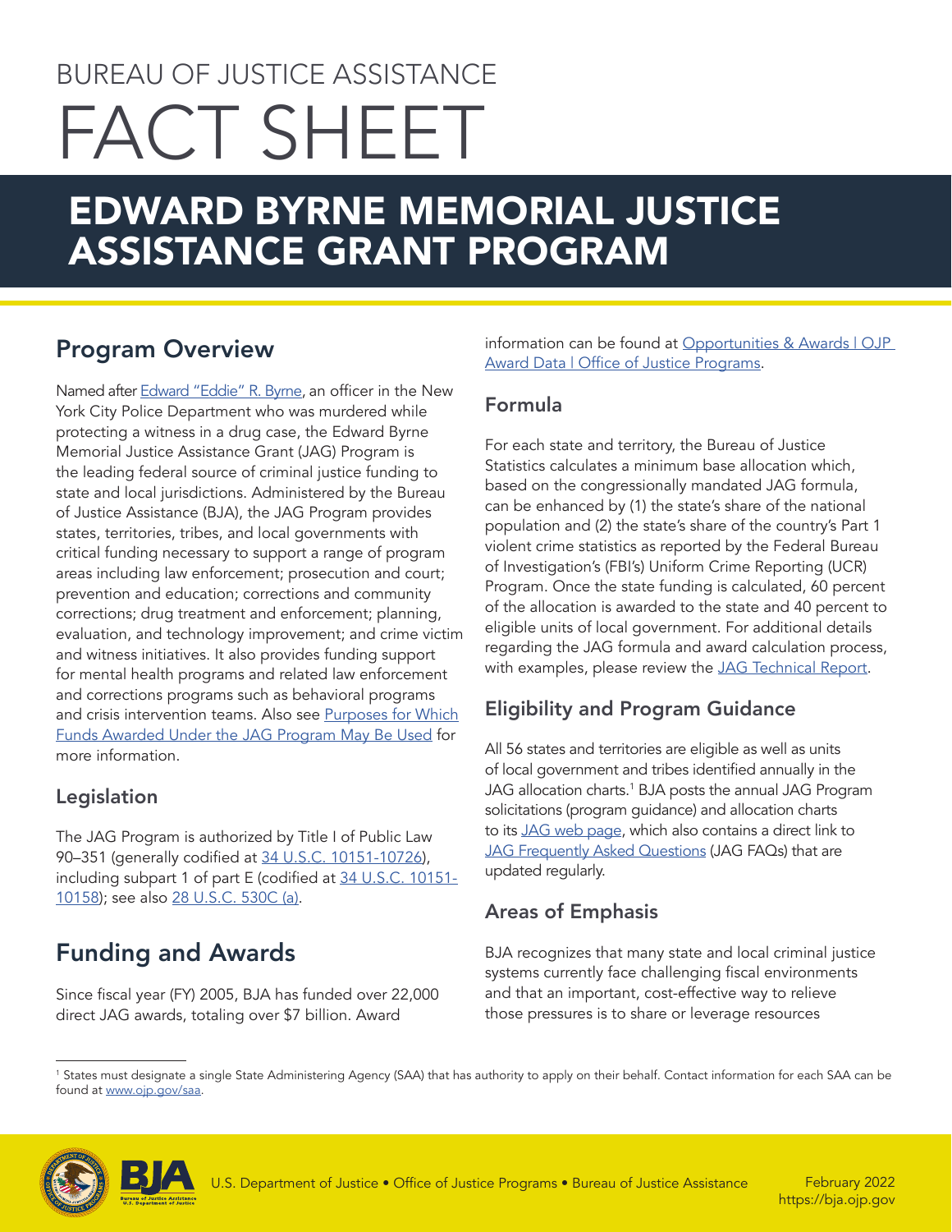BUREAU OF JUSTICE ASSISTANCE

# FACT SHEET

# EDWARD BYRNE MEMORIAL JUSTICE ASSISTANCE GRANT PROGRAM

## Program Overview

Named after Edward "Eddie" R. Byrne, an officer in the New York City Police Department who was murdered while protecting a witness in a drug case, the Edward Byrne Memorial Justice Assistance Grant (JAG) Program is the leading federal source of criminal justice funding to state and local jurisdictions. Administered by the Bureau of Justice Assistance (BJA), the JAG Program provides states, territories, tribes, and local governments with critical funding necessary to support a range of program areas including law enforcement; prosecution and court; prevention and education; corrections and community corrections; drug treatment and enforcement; planning, evaluation, and technology improvement; and crime victim and witness initiatives. It also provides funding support for mental health programs and related law enforcement and corrections programs such as behavioral programs and crisis intervention teams. Also see Purposes for Which Funds Awarded Under the JAG Program May Be Used for more information.

### Legislation

The JAG Program is authorized by Title I of Public Law 90–351 (generally codified at 34 U.S.C. 10151-10726), including subpart 1 of part E (codified at 34 U.S.C. 10151-10158); see also 28 U.S.C. 530C (a).

## Funding and Awards

Since fiscal year (FY) 2005, BJA has funded over 22,000 direct JAG awards, totaling over $7 billion. Award information can be found at Opportunities & Awards | OJP Award Data | Office of Justice Programs.

### Formula

For each state and territory, the Bureau of Justice Statistics calculates a minimum base allocation which, based on the congressionally mandated JAG formula, can be enhanced by (1) the state's share of the national population and (2) the state's share of the country's Part 1 violent crime statistics as reported by the Federal Bureau of Investigation's (FBI's) Uniform Crime Reporting (UCR) Program. Once the state funding is calculated, 60 percent of the allocation is awarded to the state and 40 percent to eligible units of local government. For additional details regarding the JAG formula and award calculation process, with examples, please review the JAG Technical Report.

### Eligibility and Program Guidance

All 56 states and territories are eligible as well as units of local government and tribes identified annually in the JAG allocation charts.[1] BJA posts the annual JAG Program solicitations (program guidance) and allocation charts to its JAG web page, which also contains a direct link to JAG Frequently Asked Questions (JAG FAQs) that are updated regularly.

### Areas of Emphasis

BJA recognizes that many state and local criminal justice systems currently face challenging fiscal environments and that an important, cost-effective way to relieve those pressures is to share or leverage resources

[1] States must designate a single State Administering Agency (SAA) that has authority to apply on their behalf. Contact information for each SAA can be found at www.ojp.gov/saa.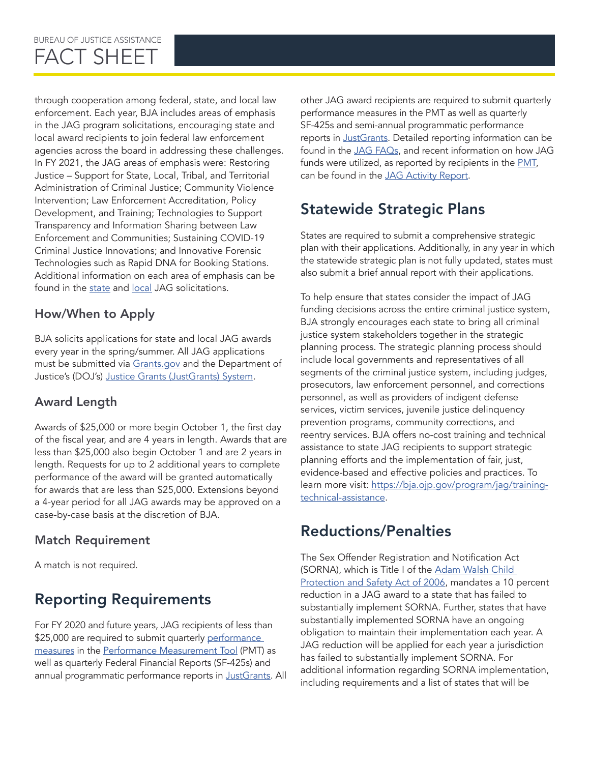through cooperation among federal, state, and local law enforcement. Each year, BJA includes areas of emphasis in the JAG program solicitations, encouraging state and local award recipients to join federal law enforcement agencies across the board in addressing these challenges. In FY 2021, the JAG areas of emphasis were: Restoring Justice – Support for State, Local, Tribal, and Territorial Administration of Criminal Justice; Community Violence Intervention; Law Enforcement Accreditation, Policy Development, and Training; Technologies to Support Transparency and Information Sharing between Law Enforcement and Communities; Sustaining COVID-19 Criminal Justice Innovations; and Innovative Forensic Technologies such as Rapid DNA for Booking Stations. Additional information on each area of emphasis can be found in the [state](#) and [local](#) JAG solicitations.

### How/When to Apply

BJA solicits applications for state and local JAG awards every year in the spring/summer. All JAG applications must be submitted via [Grants.gov](#) and the Department of Justice's (DOJ's) [Justice Grants (JustGrants) System](#).

### Award Length

Awards of $25,000 or more begin October 1, the first day of the fiscal year, and are 4 years in length. Awards that are less than $25,000 also begin October 1 and are 2 years in length. Requests for up to 2 additional years to complete performance of the award will be granted automatically for awards that are less than $25,000. Extensions beyond a 4-year period for all JAG awards may be approved on a case-by-case basis at the discretion of BJA.

### Match Requirement

A match is not required.

## Reporting Requirements

For FY 2020 and future years, JAG recipients of less than $25,000 are required to submit quarterly [performance measures](#) in the [Performance Measurement Tool](#) (PMT) as well as quarterly Federal Financial Reports (SF-425s) and annual programmatic performance reports in [JustGrants](#). All other JAG award recipients are required to submit quarterly performance measures in the PMT as well as quarterly SF-425s and semi-annual programmatic performance reports in [JustGrants](#). Detailed reporting information can be found in the [JAG FAQs](#), and recent information on how JAG funds were utilized, as reported by recipients in the [PMT](#), can be found in the [JAG Activity Report](#).

## Statewide Strategic Plans

States are required to submit a comprehensive strategic plan with their applications. Additionally, in any year in which the statewide strategic plan is not fully updated, states must also submit a brief annual report with their applications.

To help ensure that states consider the impact of JAG funding decisions across the entire criminal justice system, BJA strongly encourages each state to bring all criminal justice system stakeholders together in the strategic planning process. The strategic planning process should include local governments and representatives of all segments of the criminal justice system, including judges, prosecutors, law enforcement personnel, and corrections personnel, as well as providers of indigent defense services, victim services, juvenile justice delinquency prevention programs, community corrections, and reentry services. BJA offers no-cost training and technical assistance to state JAG recipients to support strategic planning efforts and the implementation of fair, just, evidence-based and effective policies and practices. To learn more visit: [https://bja.ojp.gov/program/jag/training-technical-assistance](https://bja.ojp.gov/program/jag/training-technical-assistance).

## Reductions/Penalties

The Sex Offender Registration and Notification Act (SORNA), which is Title I of the [Adam Walsh Child Protection and Safety Act of 2006](#), mandates a 10 percent reduction in a JAG award to a state that has failed to substantially implement SORNA. Further, states that have substantially implemented SORNA have an ongoing obligation to maintain their implementation each year. A JAG reduction will be applied for each year a jurisdiction has failed to substantially implement SORNA. For additional information regarding SORNA implementation, including requirements and a list of states that will be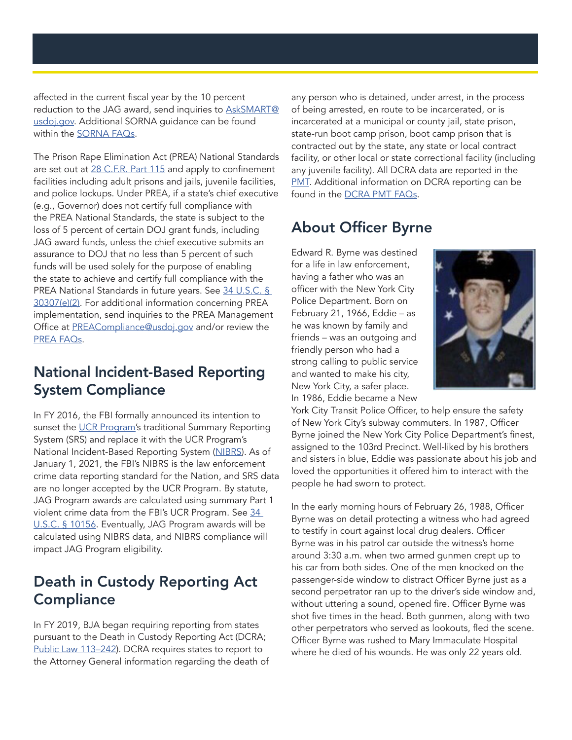affected in the current fiscal year by the 10 percent reduction to the JAG award, send inquiries to [AskSMART@usdoj.gov](mailto:AskSMART@usdoj.gov). Additional SORNA guidance can be found within the [SORNA FAQs](#).

The Prison Rape Elimination Act (PREA) National Standards are set out at [28 C.F.R. Part 115](#) and apply to confinement facilities including adult prisons and jails, juvenile facilities, and police lockups. Under PREA, if a state's chief executive (e.g., Governor) does not certify full compliance with the PREA National Standards, the state is subject to the loss of 5 percent of certain DOJ grant funds, including JAG award funds, unless the chief executive submits an assurance to DOJ that no less than 5 percent of such funds will be used solely for the purpose of enabling the state to achieve and certify full compliance with the PREA National Standards in future years. See [34 U.S.C. § 30307(e)(2)](#). For additional information concerning PREA implementation, send inquiries to the PREA Management Office at [PREACompliance@usdoj.gov](mailto:PREACompliance@usdoj.gov) and/or review the [PREA FAQs](#).

## National Incident-Based Reporting System Compliance

In FY 2016, the FBI formally announced its intention to sunset the [UCR Program](#)'s traditional Summary Reporting System (SRS) and replace it with the UCR Program's National Incident-Based Reporting System ([NIBRS](#)). As of January 1, 2021, the FBI's NIBRS is the law enforcement crime data reporting standard for the Nation, and SRS data are no longer accepted by the UCR Program. By statute, JAG Program awards are calculated using summary Part 1 violent crime data from the FBI's UCR Program. See [34 U.S.C. § 10156](#). Eventually, JAG Program awards will be calculated using NIBRS data, and NIBRS compliance will impact JAG Program eligibility.

## Death in Custody Reporting Act Compliance

In FY 2019, BJA began requiring reporting from states pursuant to the Death in Custody Reporting Act (DCRA; [Public Law 113–242](#)). DCRA requires states to report to the Attorney General information regarding the death of any person who is detained, under arrest, in the process of being arrested, en route to be incarcerated, or is incarcerated at a municipal or county jail, state prison, state-run boot camp prison, boot camp prison that is contracted out by the state, any state or local contract facility, or other local or state correctional facility (including any juvenile facility). All DCRA data are reported in the [PMT](#). Additional information on DCRA reporting can be found in the [DCRA PMT FAQs](#).

## About Officer Byrne

Edward R. Byrne was destined for a life in law enforcement, having a father who was an officer with the New York City Police Department. Born on February 21, 1966, Eddie – as he was known by family and friends – was an outgoing and friendly person who had a strong calling to public service and wanted to make his city, New York City, a safer place. In 1986, Eddie became a New York City Transit Police Officer, to help ensure the safety of New York City's subway commuters. In 1987, Officer Byrne joined the New York City Police Department's finest, assigned to the 103rd Precinct. Well-liked by his brothers and sisters in blue, Eddie was passionate about his job and loved the opportunities it offered him to interact with the people he had sworn to protect.

In the early morning hours of February 26, 1988, Officer Byrne was on detail protecting a witness who had agreed to testify in court against local drug dealers. Officer Byrne was in his patrol car outside the witness's home around 3:30 a.m. when two armed gunmen crept up to his car from both sides. One of the men knocked on the passenger-side window to distract Officer Byrne just as a second perpetrator ran up to the driver's side window and, without uttering a sound, opened fire. Officer Byrne was shot five times in the head. Both gunmen, along with two other perpetrators who served as lookouts, fled the scene. Officer Byrne was rushed to Mary Immaculate Hospital where he died of his wounds. He was only 22 years old.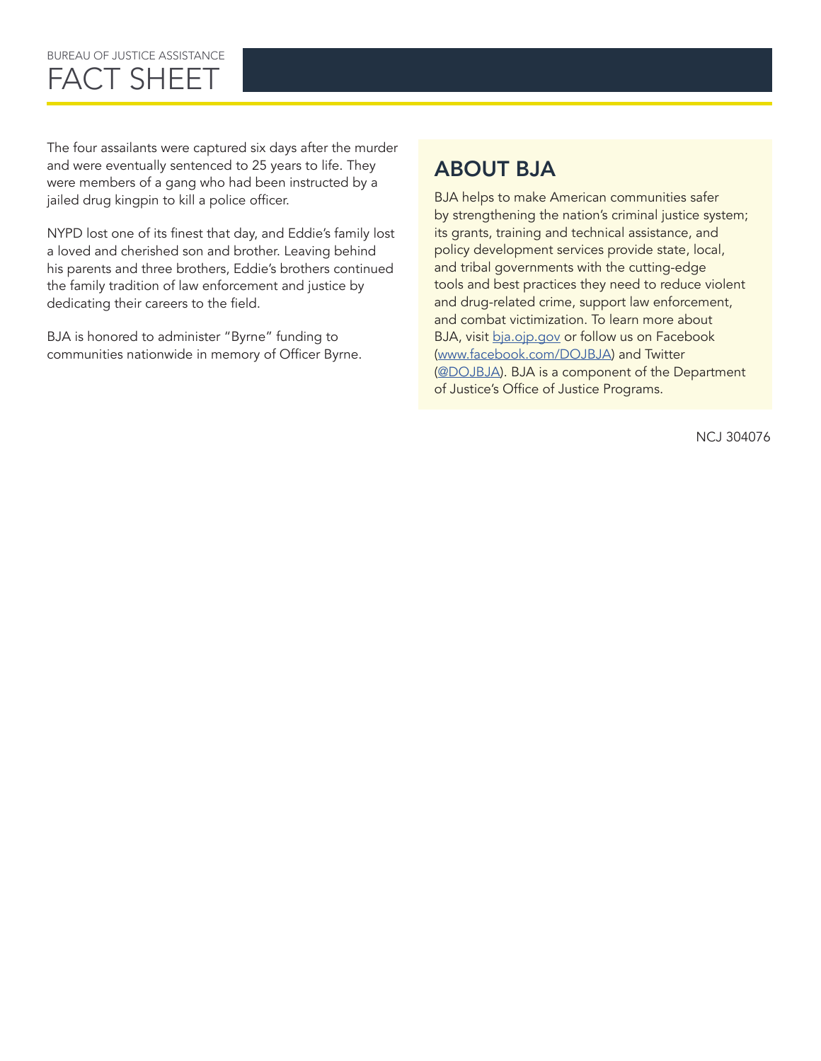The four assailants were captured six days after the murder and were eventually sentenced to 25 years to life. They were members of a gang who had been instructed by a jailed drug kingpin to kill a police officer.

NYPD lost one of its finest that day, and Eddie's family lost a loved and cherished son and brother. Leaving behind his parents and three brothers, Eddie's brothers continued the family tradition of law enforcement and justice by dedicating their careers to the field.

BJA is honored to administer "Byrne" funding to communities nationwide in memory of Officer Byrne.

## ABOUT BJA

BJA helps to make American communities safer by strengthening the nation's criminal justice system; its grants, training and technical assistance, and policy development services provide state, local, and tribal governments with the cutting-edge tools and best practices they need to reduce violent and drug-related crime, support law enforcement, and combat victimization. To learn more about BJA, visit [bja.ojp.gov](https://bja.ojp.gov) or follow us on Facebook ([www.facebook.com/DOJBJA](https://www.facebook.com/DOJBJA)) and Twitter ([@DOJBJA](https://twitter.com/DOJBJA)). BJA is a component of the Department of Justice's Office of Justice Programs.

NCJ 304076